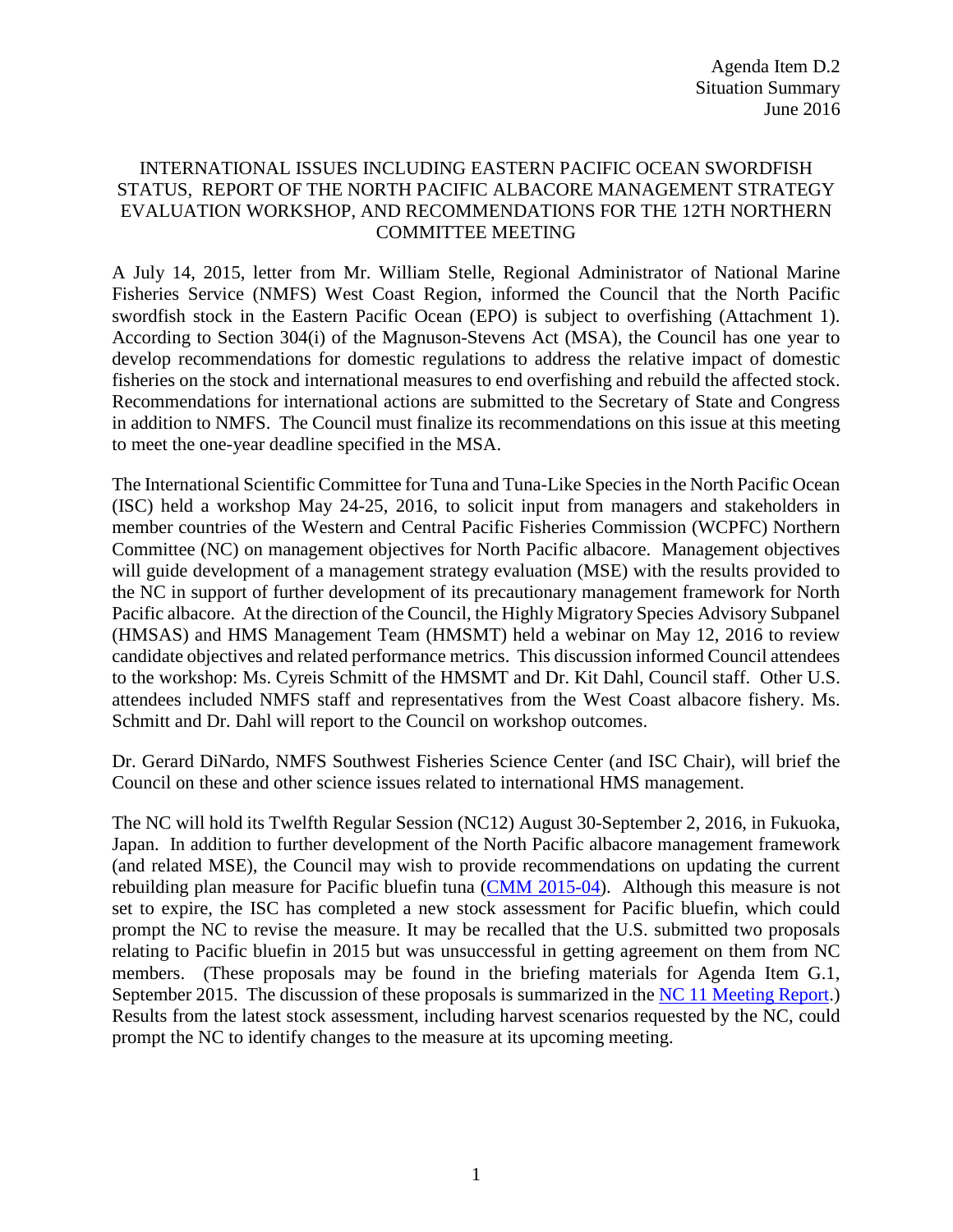Agenda Item D.2
Situation Summary
June 2016

# INTERNATIONAL ISSUES INCLUDING EASTERN PACIFIC OCEAN SWORDFISH STATUS, REPORT OF THE NORTH PACIFIC ALBACORE MANAGEMENT STRATEGY EVALUATION WORKSHOP, AND RECOMMENDATIONS FOR THE 12TH NORTHERN COMMITTEE MEETING

A July 14, 2015, letter from Mr. William Stelle, Regional Administrator of National Marine Fisheries Service (NMFS) West Coast Region, informed the Council that the North Pacific swordfish stock in the Eastern Pacific Ocean (EPO) is subject to overfishing (Attachment 1). According to Section 304(i) of the Magnuson-Stevens Act (MSA), the Council has one year to develop recommendations for domestic regulations to address the relative impact of domestic fisheries on the stock and international measures to end overfishing and rebuild the affected stock. Recommendations for international actions are submitted to the Secretary of State and Congress in addition to NMFS. The Council must finalize its recommendations on this issue at this meeting to meet the one-year deadline specified in the MSA.

The International Scientific Committee for Tuna and Tuna-Like Species in the North Pacific Ocean (ISC) held a workshop May 24-25, 2016, to solicit input from managers and stakeholders in member countries of the Western and Central Pacific Fisheries Commission (WCPFC) Northern Committee (NC) on management objectives for North Pacific albacore. Management objectives will guide development of a management strategy evaluation (MSE) with the results provided to the NC in support of further development of its precautionary management framework for North Pacific albacore. At the direction of the Council, the Highly Migratory Species Advisory Subpanel (HMSAS) and HMS Management Team (HMSMT) held a webinar on May 12, 2016 to review candidate objectives and related performance metrics. This discussion informed Council attendees to the workshop: Ms. Cyreis Schmitt of the HMSMT and Dr. Kit Dahl, Council staff. Other U.S. attendees included NMFS staff and representatives from the West Coast albacore fishery. Ms. Schmitt and Dr. Dahl will report to the Council on workshop outcomes.

Dr. Gerard DiNardo, NMFS Southwest Fisheries Science Center (and ISC Chair), will brief the Council on these and other science issues related to international HMS management.

The NC will hold its Twelfth Regular Session (NC12) August 30-September 2, 2016, in Fukuoka, Japan. In addition to further development of the North Pacific albacore management framework (and related MSE), the Council may wish to provide recommendations on updating the current rebuilding plan measure for Pacific bluefin tuna (CMM 2015-04). Although this measure is not set to expire, the ISC has completed a new stock assessment for Pacific bluefin, which could prompt the NC to revise the measure. It may be recalled that the U.S. submitted two proposals relating to Pacific bluefin in 2015 but was unsuccessful in getting agreement on them from NC members. (These proposals may be found in the briefing materials for Agenda Item G.1, September 2015. The discussion of these proposals is summarized in the NC 11 Meeting Report.) Results from the latest stock assessment, including harvest scenarios requested by the NC, could prompt the NC to identify changes to the measure at its upcoming meeting.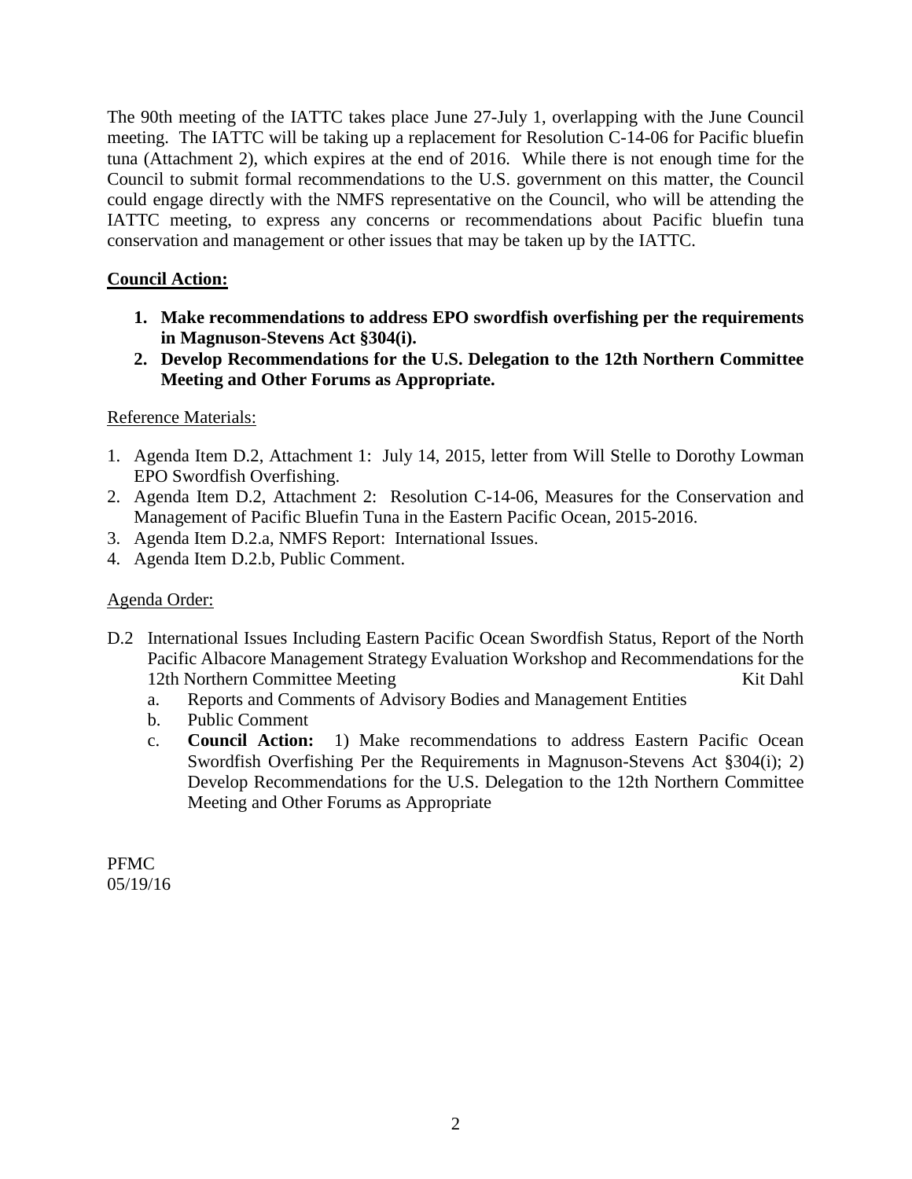The 90th meeting of the IATTC takes place June 27-July 1, overlapping with the June Council meeting. The IATTC will be taking up a replacement for Resolution C-14-06 for Pacific bluefin tuna (Attachment 2), which expires at the end of 2016. While there is not enough time for the Council to submit formal recommendations to the U.S. government on this matter, the Council could engage directly with the NMFS representative on the Council, who will be attending the IATTC meeting, to express any concerns or recommendations about Pacific bluefin tuna conservation and management or other issues that may be taken up by the IATTC.

**Council Action:**

1. **Make recommendations to address EPO swordfish overfishing per the requirements in Magnuson-Stevens Act §304(i).**
2. **Develop Recommendations for the U.S. Delegation to the 12th Northern Committee Meeting and Other Forums as Appropriate.**

Reference Materials:

1. Agenda Item D.2, Attachment 1: July 14, 2015, letter from Will Stelle to Dorothy Lowman EPO Swordfish Overfishing.
2. Agenda Item D.2, Attachment 2: Resolution C-14-06, Measures for the Conservation and Management of Pacific Bluefin Tuna in the Eastern Pacific Ocean, 2015-2016.
3. Agenda Item D.2.a, NMFS Report: International Issues.
4. Agenda Item D.2.b, Public Comment.

Agenda Order:

D.2 International Issues Including Eastern Pacific Ocean Swordfish Status, Report of the North Pacific Albacore Management Strategy Evaluation Workshop and Recommendations for the 12th Northern Committee Meeting — Kit Dahl

a. Reports and Comments of Advisory Bodies and Management Entities
b. Public Comment
c. **Council Action:** 1) Make recommendations to address Eastern Pacific Ocean Swordfish Overfishing Per the Requirements in Magnuson-Stevens Act §304(i); 2) Develop Recommendations for the U.S. Delegation to the 12th Northern Committee Meeting and Other Forums as Appropriate

PFMC
05/19/16